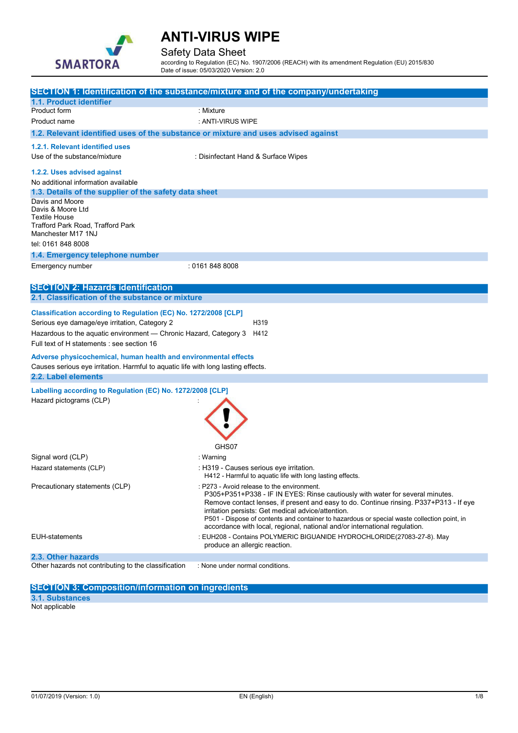# ANTI-VIRUS WIPE

Safety Data Sheet

according to Regulation (EC) No. 1907/2006 (REACH) with its amendment Regulation (EU) 2015/830

Date of issue: 05/03/2020 Version: 2.0

## SECTION 1: Identification of the substance/mixture and of the company/undertaking

### 1.1. Product identifier

Product form : Mixture

Product name : ANTI-VIRUS WIPE

### 1.2. Relevant identified uses of the substance or mixture and uses advised against

#### 1.2.1. Relevant identified uses

Use of the substance/mixture : Disinfectant Hand & Surface Wipes

#### 1.2.2. Uses advised against

No additional information available

### 1.3. Details of the supplier of the safety data sheet

Davis and Moore
Davis & Moore Ltd
Textile House
Trafford Park Road, Trafford Park
Manchester M17 1NJ

tel: 0161 848 8008

### 1.4. Emergency telephone number

Emergency number : 0161 848 8008

## SECTION 2: Hazards identification

### 2.1. Classification of the substance or mixture

**Classification according to Regulation (EC) No. 1272/2008 [CLP]**

Serious eye damage/eye irritation, Category 2 H319

Hazardous to the aquatic environment — Chronic Hazard, Category 3 H412

Full text of H statements : see section 16

**Adverse physicochemical, human health and environmental effects**

Causes serious eye irritation. Harmful to aquatic life with long lasting effects.

### 2.2. Label elements

**Labelling according to Regulation (EC) No. 1272/2008 [CLP]**

Hazard pictograms (CLP) :

GHS07

Signal word (CLP) : Warning

Hazard statements (CLP) : H319 - Causes serious eye irritation.
H412 - Harmful to aquatic life with long lasting effects.

Precautionary statements (CLP) : P273 - Avoid release to the environment.
P305+P351+P338 - IF IN EYES: Rinse cautiously with water for several minutes. Remove contact lenses, if present and easy to do. Continue rinsing. P337+P313 - If eye irritation persists: Get medical advice/attention.
P501 - Dispose of contents and container to hazardous or special waste collection point, in accordance with local, regional, national and/or international regulation.

EUH-statements : EUH208 - Contains POLYMERIC BIGUANIDE HYDROCHLORIDE(27083-27-8). May produce an allergic reaction.

### 2.3. Other hazards

Other hazards not contributing to the classification : None under normal conditions.

## SECTION 3: Composition/information on ingredients

### 3.1. Substances

Not applicable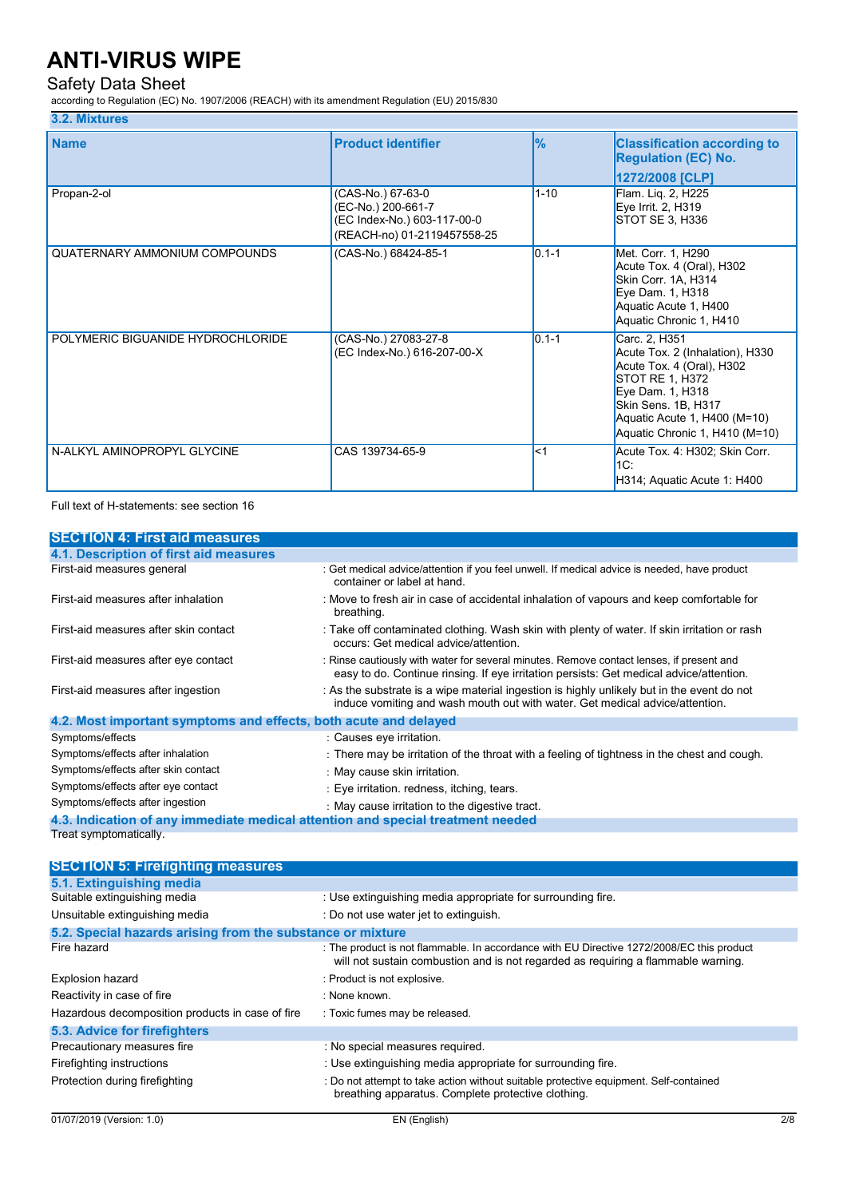### 3.2. Mixtures

| Name | Product identifier | % | Classification according to Regulation (EC) No. 1272/2008 [CLP] |
|---|---|---|---|
| Propan-2-ol | (CAS-No.) 67-63-0<br>(EC-No.) 200-661-7<br>(EC Index-No.) 603-117-00-0<br>(REACH-no) 01-2119457558-25 | 1-10 | Flam. Liq. 2, H225<br>Eye Irrit. 2, H319<br>STOT SE 3, H336 |
| QUATERNARY AMMONIUM COMPOUNDS | (CAS-No.) 68424-85-1 | 0.1-1 | Met. Corr. 1, H290<br>Acute Tox. 4 (Oral), H302<br>Skin Corr. 1A, H314<br>Eye Dam. 1, H318<br>Aquatic Acute 1, H400<br>Aquatic Chronic 1, H410 |
| POLYMERIC BIGUANIDE HYDROCHLORIDE | (CAS-No.) 27083-27-8<br>(EC Index-No.) 616-207-00-X | 0.1-1 | Carc. 2, H351<br>Acute Tox. 2 (Inhalation), H330<br>Acute Tox. 4 (Oral), H302<br>STOT RE 1, H372<br>Eye Dam. 1, H318<br>Skin Sens. 1B, H317<br>Aquatic Acute 1, H400 (M=10)<br>Aquatic Chronic 1, H410 (M=10) |
| N-ALKYL AMINOPROPYL GLYCINE | CAS 139734-65-9 | <1 | Acute Tox. 4: H302; Skin Corr. 1C:<br>H314; Aquatic Acute 1: H400 |

Full text of H-statements: see section 16

## SECTION 4: First aid measures

### 4.1. Description of first aid measures

| | |
|---|---|
| First-aid measures general | : Get medical advice/attention if you feel unwell. If medical advice is needed, have product container or label at hand. |
| First-aid measures after inhalation | : Move to fresh air in case of accidental inhalation of vapours and keep comfortable for breathing. |
| First-aid measures after skin contact | : Take off contaminated clothing. Wash skin with plenty of water. If skin irritation or rash occurs: Get medical advice/attention. |
| First-aid measures after eye contact | : Rinse cautiously with water for several minutes. Remove contact lenses, if present and easy to do. Continue rinsing. If eye irritation persists: Get medical advice/attention. |
| First-aid measures after ingestion | : As the substrate is a wipe material ingestion is highly unlikely but in the event do not induce vomiting and wash mouth out with water. Get medical advice/attention. |

### 4.2. Most important symptoms and effects, both acute and delayed

| | |
|---|---|
| Symptoms/effects | : Causes eye irritation. |
| Symptoms/effects after inhalation | : There may be irritation of the throat with a feeling of tightness in the chest and cough. |
| Symptoms/effects after skin contact | : May cause skin irritation. |
| Symptoms/effects after eye contact | : Eye irritation. redness, itching, tears. |
| Symptoms/effects after ingestion | : May cause irritation to the digestive tract. |

### 4.3. Indication of any immediate medical attention and special treatment needed

Treat symptomatically.

## SECTION 5: Firefighting measures

### 5.1. Extinguishing media

| | |
|---|---|
| Suitable extinguishing media | : Use extinguishing media appropriate for surrounding fire. |
| Unsuitable extinguishing media | : Do not use water jet to extinguish. |

### 5.2. Special hazards arising from the substance or mixture

| | |
|---|---|
| Fire hazard | : The product is not flammable. In accordance with EU Directive 1272/2008/EC this product will not sustain combustion and is not regarded as requiring a flammable warning. |
| Explosion hazard | : Product is not explosive. |
| Reactivity in case of fire | : None known. |
| Hazardous decomposition products in case of fire | : Toxic fumes may be released. |

### 5.3. Advice for firefighters

| | |
|---|---|
| Precautionary measures fire | : No special measures required. |
| Firefighting instructions | : Use extinguishing media appropriate for surrounding fire. |
| Protection during firefighting | : Do not attempt to take action without suitable protective equipment. Self-contained breathing apparatus. Complete protective clothing. |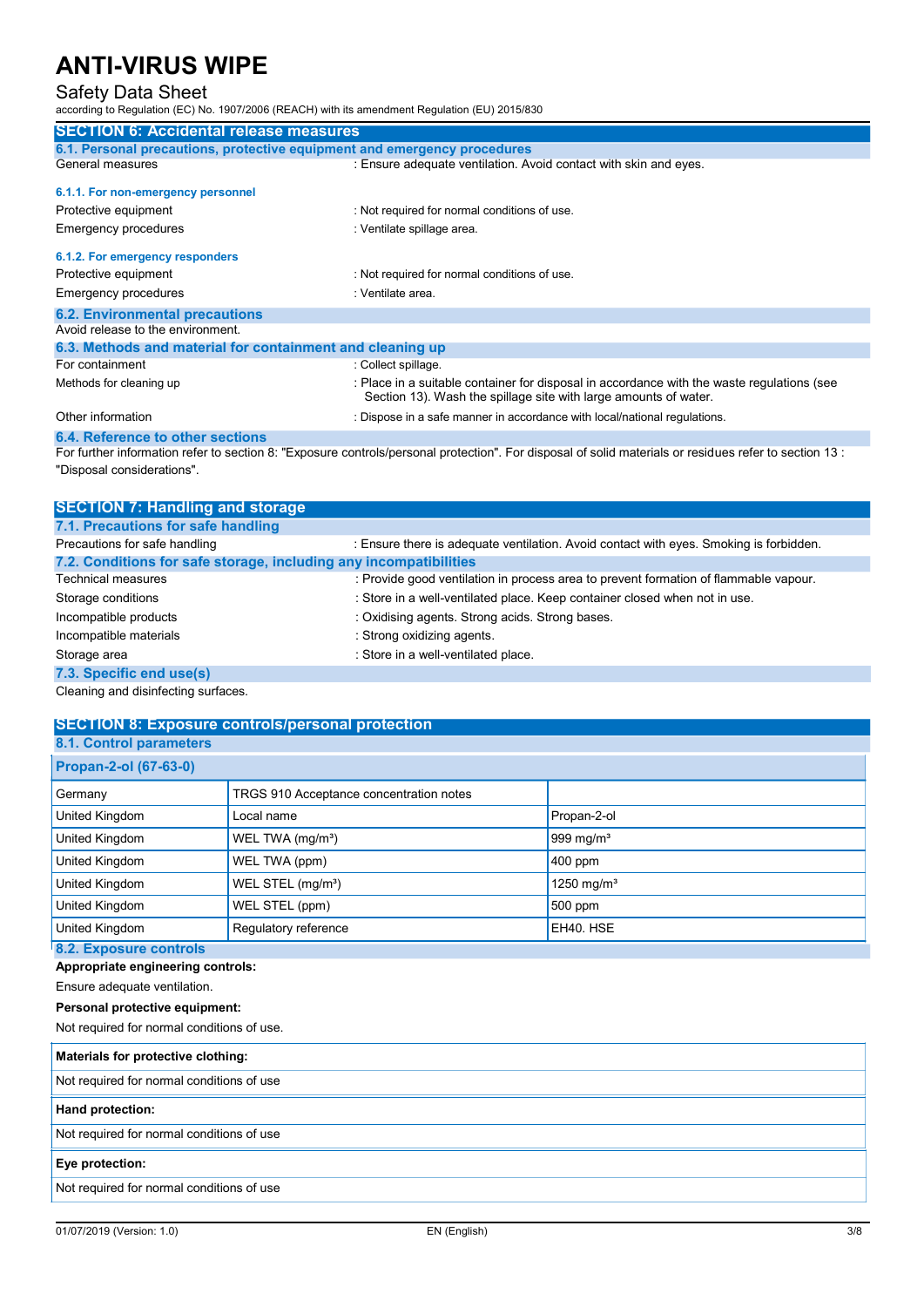## SECTION 6: Accidental release measures

### 6.1. Personal precautions, protective equipment and emergency procedures

General measures : Ensure adequate ventilation. Avoid contact with skin and eyes.

#### 6.1.1. For non-emergency personnel

Protective equipment : Not required for normal conditions of use.

Emergency procedures : Ventilate spillage area.

#### 6.1.2. For emergency responders

Protective equipment : Not required for normal conditions of use.

Emergency procedures : Ventilate area.

### 6.2. Environmental precautions

Avoid release to the environment.

### 6.3. Methods and material for containment and cleaning up

For containment : Collect spillage.

Methods for cleaning up : Place in a suitable container for disposal in accordance with the waste regulations (see Section 13). Wash the spillage site with large amounts of water.

Other information : Dispose in a safe manner in accordance with local/national regulations.

### 6.4. Reference to other sections

For further information refer to section 8: "Exposure controls/personal protection". For disposal of solid materials or residues refer to section 13 : "Disposal considerations".

## SECTION 7: Handling and storage

### 7.1. Precautions for safe handling

Precautions for safe handling : Ensure there is adequate ventilation. Avoid contact with eyes. Smoking is forbidden.

### 7.2. Conditions for safe storage, including any incompatibilities

Technical measures : Provide good ventilation in process area to prevent formation of flammable vapour.

Storage conditions : Store in a well-ventilated place. Keep container closed when not in use.

Incompatible products : Oxidising agents. Strong acids. Strong bases.

Incompatible materials : Strong oxidizing agents.

Storage area : Store in a well-ventilated place.

### 7.3. Specific end use(s)

Cleaning and disinfecting surfaces.

## SECTION 8: Exposure controls/personal protection

### 8.1. Control parameters

| Propan-2-ol (67-63-0) | | |
|---|---|---|
| Germany | TRGS 910 Acceptance concentration notes | |
| United Kingdom | Local name | Propan-2-ol |
| United Kingdom | WEL TWA (mg/m³) | 999 mg/m³ |
| United Kingdom | WEL TWA (ppm) | 400 ppm |
| United Kingdom | WEL STEL (mg/m³) | 1250 mg/m³ |
| United Kingdom | WEL STEL (ppm) | 500 ppm |
| United Kingdom | Regulatory reference | EH40. HSE |

### 8.2. Exposure controls

**Appropriate engineering controls:**

Ensure adequate ventilation.

**Personal protective equipment:**

Not required for normal conditions of use.

**Materials for protective clothing:**

Not required for normal conditions of use

**Hand protection:**

Not required for normal conditions of use

**Eye protection:**

Not required for normal conditions of use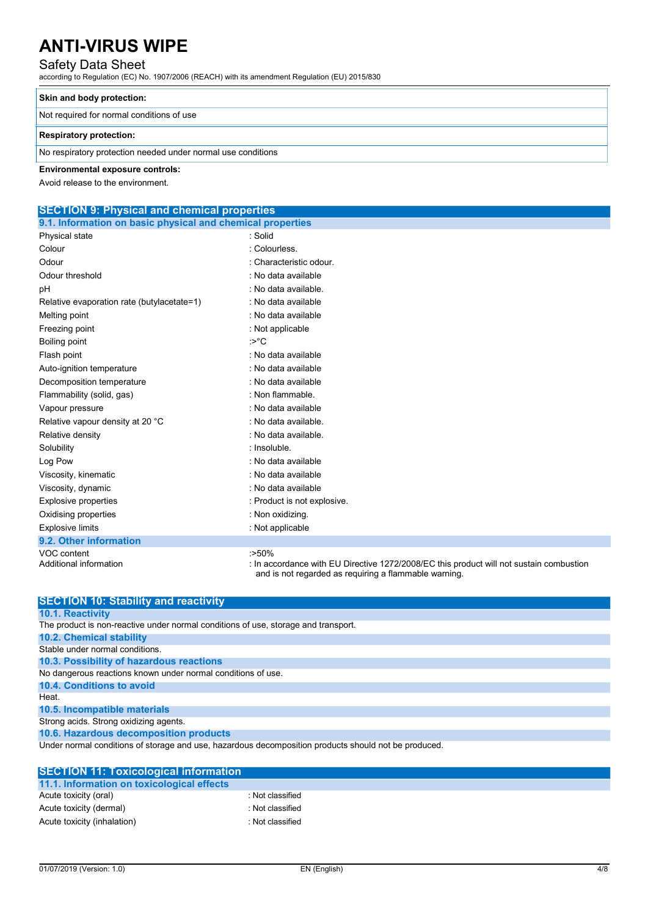| Skin and body protection: |
| --- |
| Not required for normal conditions of use |

| Respiratory protection: |
| --- |
| No respiratory protection needed under normal use conditions |

**Environmental exposure controls:**

Avoid release to the environment.

## SECTION 9: Physical and chemical properties

### 9.1. Information on basic physical and chemical properties

| | |
| --- | --- |
| Physical state | : Solid |
| Colour | : Colourless. |
| Odour | : Characteristic odour. |
| Odour threshold | : No data available |
| pH | : No data available. |
| Relative evaporation rate (butylacetate=1) | : No data available |
| Melting point | : No data available |
| Freezing point | : Not applicable |
| Boiling point | :>°C |
| Flash point | : No data available |
| Auto-ignition temperature | : No data available |
| Decomposition temperature | : No data available |
| Flammability (solid, gas) | : Non flammable. |
| Vapour pressure | : No data available |
| Relative vapour density at 20 °C | : No data available. |
| Relative density | : No data available. |
| Solubility | : Insoluble. |
| Log Pow | : No data available |
| Viscosity, kinematic | : No data available |
| Viscosity, dynamic | : No data available |
| Explosive properties | : Product is not explosive. |
| Oxidising properties | : Non oxidizing. |
| Explosive limits | : Not applicable |

### 9.2. Other information

| | |
| --- | --- |
| VOC content | :>50% |
| Additional information | : In accordance with EU Directive 1272/2008/EC this product will not sustain combustion and is not regarded as requiring a flammable warning. |

## SECTION 10: Stability and reactivity

### 10.1. Reactivity

The product is non-reactive under normal conditions of use, storage and transport.

### 10.2. Chemical stability

Stable under normal conditions.

### 10.3. Possibility of hazardous reactions

No dangerous reactions known under normal conditions of use.

### 10.4. Conditions to avoid

Heat.

### 10.5. Incompatible materials

Strong acids. Strong oxidizing agents.

### 10.6. Hazardous decomposition products

Under normal conditions of storage and use, hazardous decomposition products should not be produced.

## SECTION 11: Toxicological information

### 11.1. Information on toxicological effects

| | |
| --- | --- |
| Acute toxicity (oral) | : Not classified |
| Acute toxicity (dermal) | : Not classified |
| Acute toxicity (inhalation) | : Not classified |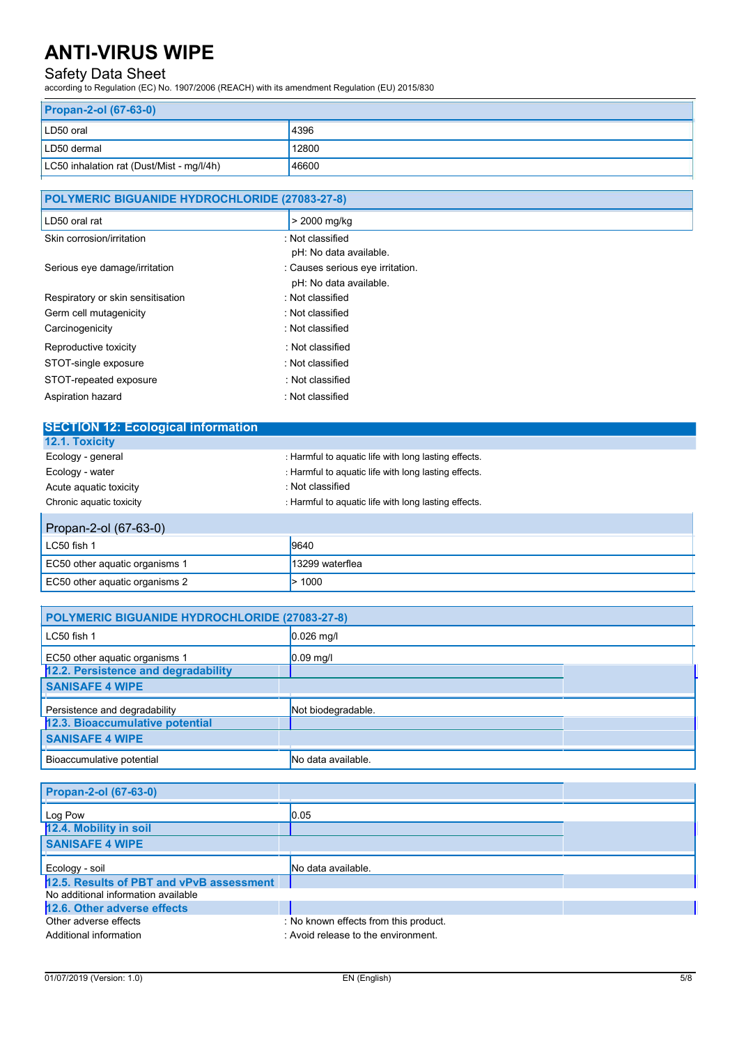| Propan-2-ol (67-63-0) | |
|---|---|
| LD50 oral | 4396 |
| LD50 dermal | 12800 |
| LC50 inhalation rat (Dust/Mist - mg/l/4h) | 46600 |

| POLYMERIC BIGUANIDE HYDROCHLORIDE (27083-27-8) | |
|---|---|
| LD50 oral rat | > 2000 mg/kg |

Skin corrosion/irritation : Not classified
pH: No data available.

Serious eye damage/irritation : Causes serious eye irritation.
pH: No data available.

Respiratory or skin sensitisation : Not classified

Germ cell mutagenicity : Not classified

Carcinogenicity : Not classified

Reproductive toxicity : Not classified

STOT-single exposure : Not classified

STOT-repeated exposure : Not classified

Aspiration hazard : Not classified

## SECTION 12: Ecological information

### 12.1. Toxicity

Ecology - general : Harmful to aquatic life with long lasting effects.

Ecology - water : Harmful to aquatic life with long lasting effects.

Acute aquatic toxicity : Not classified

Chronic aquatic toxicity : Harmful to aquatic life with long lasting effects.

| Propan-2-ol (67-63-0) | |
|---|---|
| LC50 fish 1 | 9640 |
| EC50 other aquatic organisms 1 | 13299 waterflea |
| EC50 other aquatic organisms 2 | > 1000 |

| POLYMERIC BIGUANIDE HYDROCHLORIDE (27083-27-8) | |
|---|---|
| LC50 fish 1 | 0.026 mg/l |
| EC50 other aquatic organisms 1 | 0.09 mg/l |

### 12.2. Persistence and degradability

| SANISAFE 4 WIPE | |
|---|---|
| Persistence and degradability | Not biodegradable. |

### 12.3. Bioaccumulative potential

| SANISAFE 4 WIPE | |
|---|---|
| Bioaccumulative potential | No data available. |

| Propan-2-ol (67-63-0) | |
|---|---|
| Log Pow | 0.05 |

### 12.4. Mobility in soil

| SANISAFE 4 WIPE | |
|---|---|
| Ecology - soil | No data available. |

### 12.5. Results of PBT and vPvB assessment

No additional information available

### 12.6. Other adverse effects

Other adverse effects : No known effects from this product.

Additional information : Avoid release to the environment.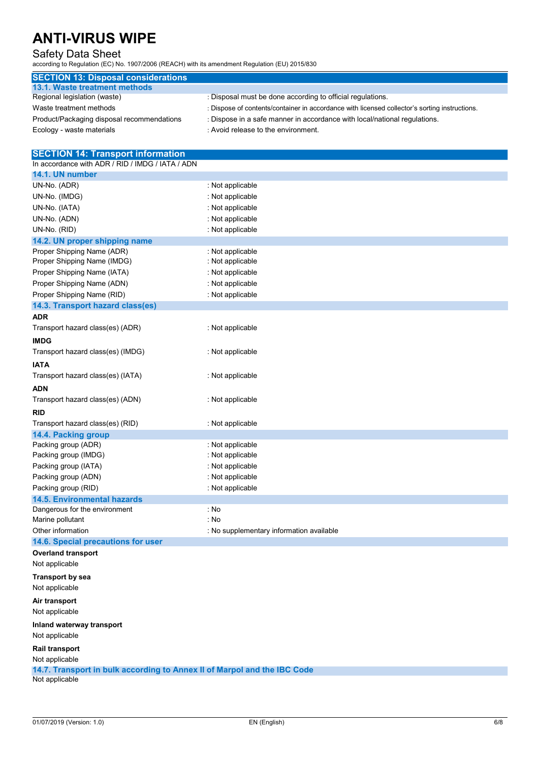## SECTION 13: Disposal considerations

### 13.1. Waste treatment methods

| | |
|---|---|
| Regional legislation (waste) | : Disposal must be done according to official regulations. |
| Waste treatment methods | : Dispose of contents/container in accordance with licensed collector's sorting instructions. |
| Product/Packaging disposal recommendations | : Dispose in a safe manner in accordance with local/national regulations. |
| Ecology - waste materials | : Avoid release to the environment. |

## SECTION 14: Transport information

In accordance with ADR / RID / IMDG / IATA / ADN

### 14.1. UN number

| | |
|---|---|
| UN-No. (ADR) | : Not applicable |
| UN-No. (IMDG) | : Not applicable |
| UN-No. (IATA) | : Not applicable |
| UN-No. (ADN) | : Not applicable |
| UN-No. (RID) | : Not applicable |

### 14.2. UN proper shipping name

| | |
|---|---|
| Proper Shipping Name (ADR) | : Not applicable |
| Proper Shipping Name (IMDG) | : Not applicable |
| Proper Shipping Name (IATA) | : Not applicable |
| Proper Shipping Name (ADN) | : Not applicable |
| Proper Shipping Name (RID) | : Not applicable |

### 14.3. Transport hazard class(es)

**ADR**

Transport hazard class(es) (ADR) : Not applicable

**IMDG**

Transport hazard class(es) (IMDG) : Not applicable

**IATA**

Transport hazard class(es) (IATA) : Not applicable

**ADN**

Transport hazard class(es) (ADN) : Not applicable

**RID**

Transport hazard class(es) (RID) : Not applicable

### 14.4. Packing group

| | |
|---|---|
| Packing group (ADR) | : Not applicable |
| Packing group (IMDG) | : Not applicable |
| Packing group (IATA) | : Not applicable |
| Packing group (ADN) | : Not applicable |
| Packing group (RID) | : Not applicable |

### 14.5. Environmental hazards

| | |
|---|---|
| Dangerous for the environment | : No |
| Marine pollutant | : No |
| Other information | : No supplementary information available |

### 14.6. Special precautions for user

**Overland transport**

Not applicable

**Transport by sea**

Not applicable

**Air transport**

Not applicable

**Inland waterway transport**

Not applicable

**Rail transport**

Not applicable

### 14.7. Transport in bulk according to Annex II of Marpol and the IBC Code

Not applicable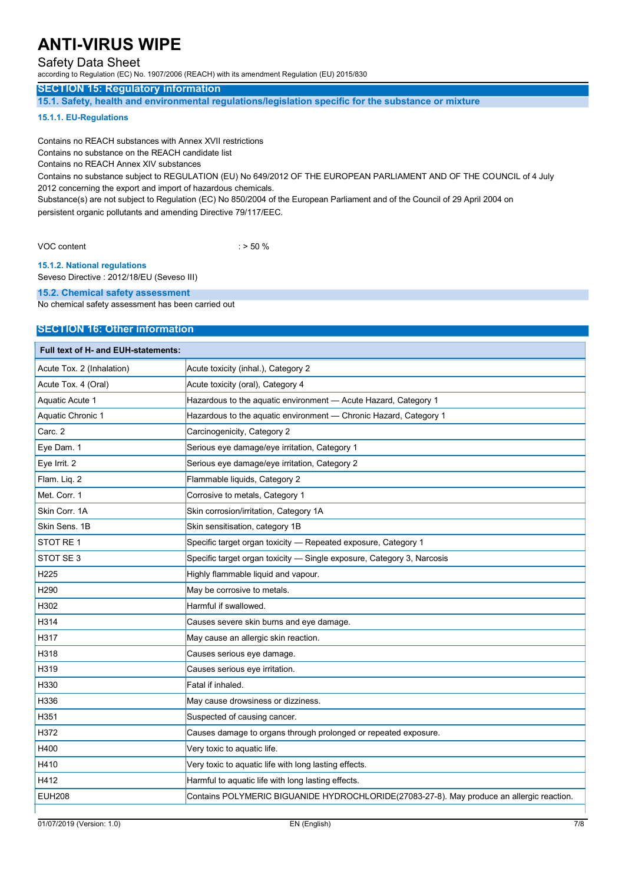## SECTION 15: Regulatory information

### 15.1. Safety, health and environmental regulations/legislation specific for the substance or mixture

#### 15.1.1. EU-Regulations

Contains no REACH substances with Annex XVII restrictions
Contains no substance on the REACH candidate list
Contains no REACH Annex XIV substances
Contains no substance subject to REGULATION (EU) No 649/2012 OF THE EUROPEAN PARLIAMENT AND OF THE COUNCIL of 4 July 2012 concerning the export and import of hazardous chemicals.
Substance(s) are not subject to Regulation (EC) No 850/2004 of the European Parliament and of the Council of 29 April 2004 on persistent organic pollutants and amending Directive 79/117/EEC.

VOC content : > 50 %

#### 15.1.2. National regulations

Seveso Directive : 2012/18/EU (Seveso III)

### 15.2. Chemical safety assessment

No chemical safety assessment has been carried out

## SECTION 16: Other information

| Full text of H- and EUH-statements: | |
|---|---|
| Acute Tox. 2 (Inhalation) | Acute toxicity (inhal.), Category 2 |
| Acute Tox. 4 (Oral) | Acute toxicity (oral), Category 4 |
| Aquatic Acute 1 | Hazardous to the aquatic environment — Acute Hazard, Category 1 |
| Aquatic Chronic 1 | Hazardous to the aquatic environment — Chronic Hazard, Category 1 |
| Carc. 2 | Carcinogenicity, Category 2 |
| Eye Dam. 1 | Serious eye damage/eye irritation, Category 1 |
| Eye Irrit. 2 | Serious eye damage/eye irritation, Category 2 |
| Flam. Liq. 2 | Flammable liquids, Category 2 |
| Met. Corr. 1 | Corrosive to metals, Category 1 |
| Skin Corr. 1A | Skin corrosion/irritation, Category 1A |
| Skin Sens. 1B | Skin sensitisation, category 1B |
| STOT RE 1 | Specific target organ toxicity — Repeated exposure, Category 1 |
| STOT SE 3 | Specific target organ toxicity — Single exposure, Category 3, Narcosis |
| H225 | Highly flammable liquid and vapour. |
| H290 | May be corrosive to metals. |
| H302 | Harmful if swallowed. |
| H314 | Causes severe skin burns and eye damage. |
| H317 | May cause an allergic skin reaction. |
| H318 | Causes serious eye damage. |
| H319 | Causes serious eye irritation. |
| H330 | Fatal if inhaled. |
| H336 | May cause drowsiness or dizziness. |
| H351 | Suspected of causing cancer. |
| H372 | Causes damage to organs through prolonged or repeated exposure. |
| H400 | Very toxic to aquatic life. |
| H410 | Very toxic to aquatic life with long lasting effects. |
| H412 | Harmful to aquatic life with long lasting effects. |
| EUH208 | Contains POLYMERIC BIGUANIDE HYDROCHLORIDE(27083-27-8). May produce an allergic reaction. |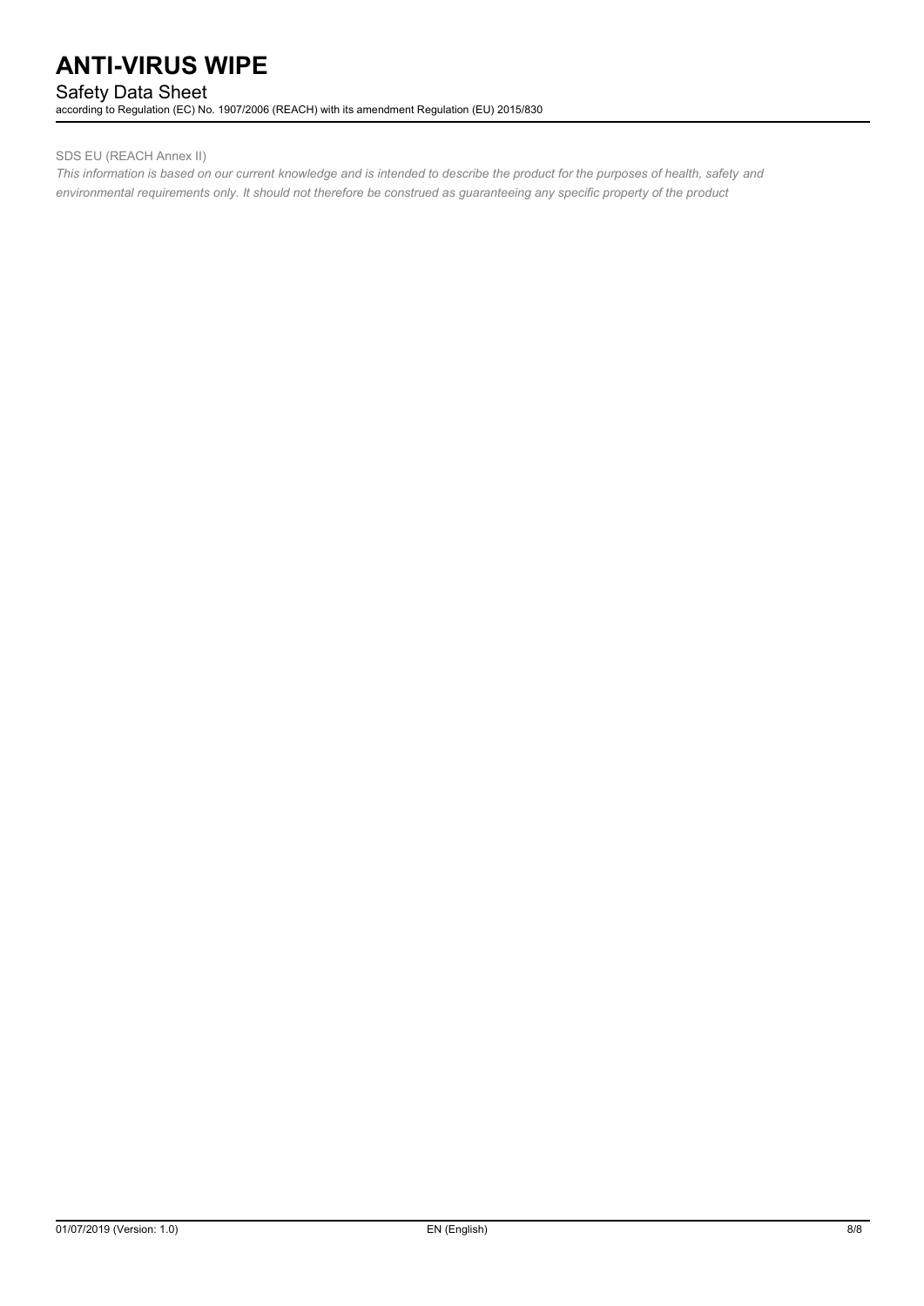SDS EU (REACH Annex II)

*This information is based on our current knowledge and is intended to describe the product for the purposes of health, safety and environmental requirements only. It should not therefore be construed as guaranteeing any specific property of the product*